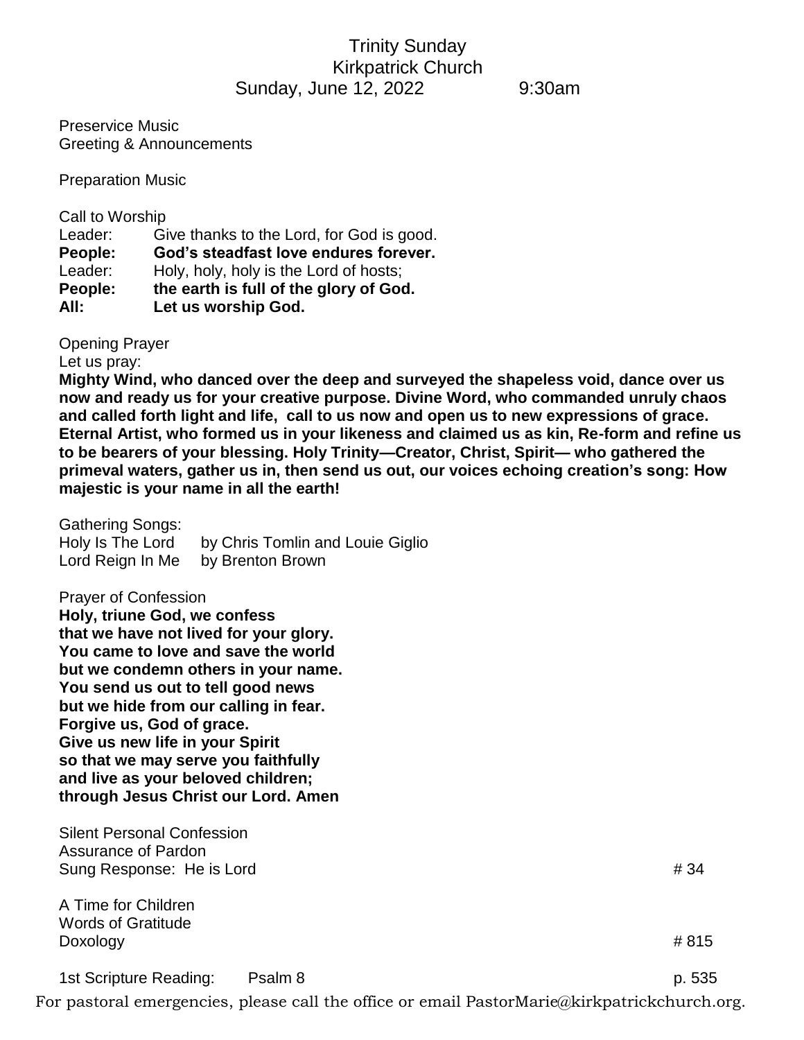# Trinity Sunday
## Kirkpatrick Church
Sunday, June 12, 2022 9:30am

Preservice Music
Greeting & Announcements

Preparation Music

Call to Worship

Leader: Give thanks to the Lord, for God is good.
**People: God's steadfast love endures forever.**
Leader: Holy, holy, holy is the Lord of hosts;
**People: the earth is full of the glory of God.**
**All: Let us worship God.**

Opening Prayer
Let us pray:
**Mighty Wind, who danced over the deep and surveyed the shapeless void, dance over us now and ready us for your creative purpose. Divine Word, who commanded unruly chaos and called forth light and life, call to us now and open us to new expressions of grace. Eternal Artist, who formed us in your likeness and claimed us as kin, Re-form and refine us to be bearers of your blessing. Holy Trinity—Creator, Christ, Spirit— who gathered the primeval waters, gather us in, then send us out, our voices echoing creation's song: How majestic is your name in all the earth!**

Gathering Songs:
Holy Is The Lord by Chris Tomlin and Louie Giglio
Lord Reign In Me by Brenton Brown

Prayer of Confession
**Holy, triune God, we confess**
**that we have not lived for your glory.**
**You came to love and save the world**
**but we condemn others in your name.**
**You send us out to tell good news**
**but we hide from our calling in fear.**
**Forgive us, God of grace.**
**Give us new life in your Spirit**
**so that we may serve you faithfully**
**and live as your beloved children;**
**through Jesus Christ our Lord. Amen**

Silent Personal Confession
Assurance of Pardon
Sung Response: He is Lord # 34

A Time for Children
Words of Gratitude
Doxology # 815

1st Scripture Reading: Psalm 8 p. 535

For pastoral emergencies, please call the office or email PastorMarie@kirkpatrickchurch.org.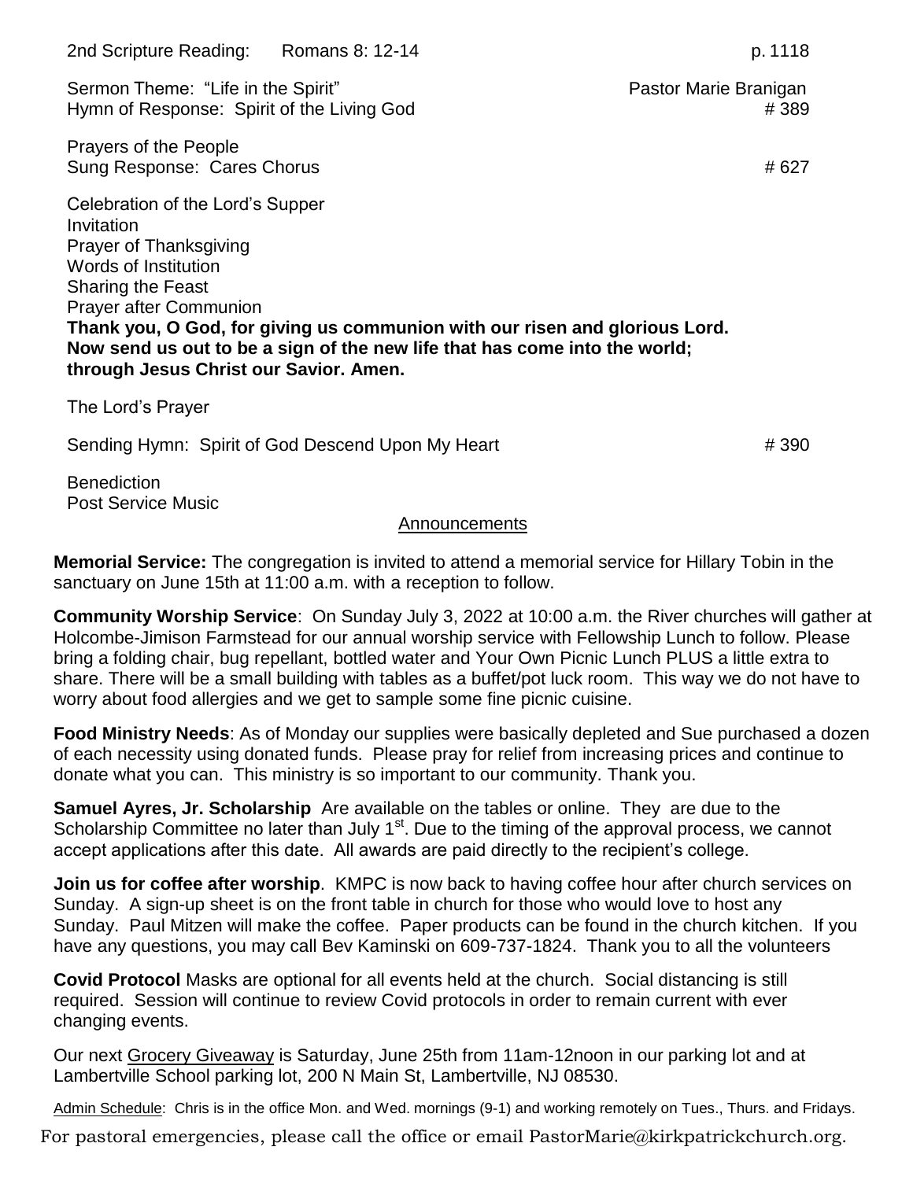2nd Scripture Reading: Romans 8: 12-14 p. 1118

Sermon Theme: "Life in the Spirit" Pastor Marie Branigan
Hymn of Response: Spirit of the Living God # 389

Prayers of the People
Sung Response: Cares Chorus # 627

Celebration of the Lord's Supper
Invitation
Prayer of Thanksgiving
Words of Institution
Sharing the Feast
Prayer after Communion
**Thank you, O God, for giving us communion with our risen and glorious Lord. Now send us out to be a sign of the new life that has come into the world; through Jesus Christ our Savior. Amen.**

The Lord's Prayer

Sending Hymn: Spirit of God Descend Upon My Heart # 390

Benediction
Post Service Music

## Announcements

**Memorial Service:** The congregation is invited to attend a memorial service for Hillary Tobin in the sanctuary on June 15th at 11:00 a.m. with a reception to follow.

**Community Worship Service**: On Sunday July 3, 2022 at 10:00 a.m. the River churches will gather at Holcombe-Jimison Farmstead for our annual worship service with Fellowship Lunch to follow. Please bring a folding chair, bug repellant, bottled water and Your Own Picnic Lunch PLUS a little extra to share. There will be a small building with tables as a buffet/pot luck room. This way we do not have to worry about food allergies and we get to sample some fine picnic cuisine.

**Food Ministry Needs**: As of Monday our supplies were basically depleted and Sue purchased a dozen of each necessity using donated funds. Please pray for relief from increasing prices and continue to donate what you can. This ministry is so important to our community. Thank you.

**Samuel Ayres, Jr. Scholarship** Are available on the tables or online. They are due to the Scholarship Committee no later than July 1st. Due to the timing of the approval process, we cannot accept applications after this date. All awards are paid directly to the recipient's college.

**Join us for coffee after worship**. KMPC is now back to having coffee hour after church services on Sunday. A sign-up sheet is on the front table in church for those who would love to host any Sunday. Paul Mitzen will make the coffee. Paper products can be found in the church kitchen. If you have any questions, you may call Bev Kaminski on 609-737-1824. Thank you to all the volunteers

**Covid Protocol** Masks are optional for all events held at the church. Social distancing is still required. Session will continue to review Covid protocols in order to remain current with ever changing events.

Our next Grocery Giveaway is Saturday, June 25th from 11am-12noon in our parking lot and at Lambertville School parking lot, 200 N Main St, Lambertville, NJ 08530.

Admin Schedule: Chris is in the office Mon. and Wed. mornings (9-1) and working remotely on Tues., Thurs. and Fridays.

For pastoral emergencies, please call the office or email PastorMarie@kirkpatrickchurch.org.